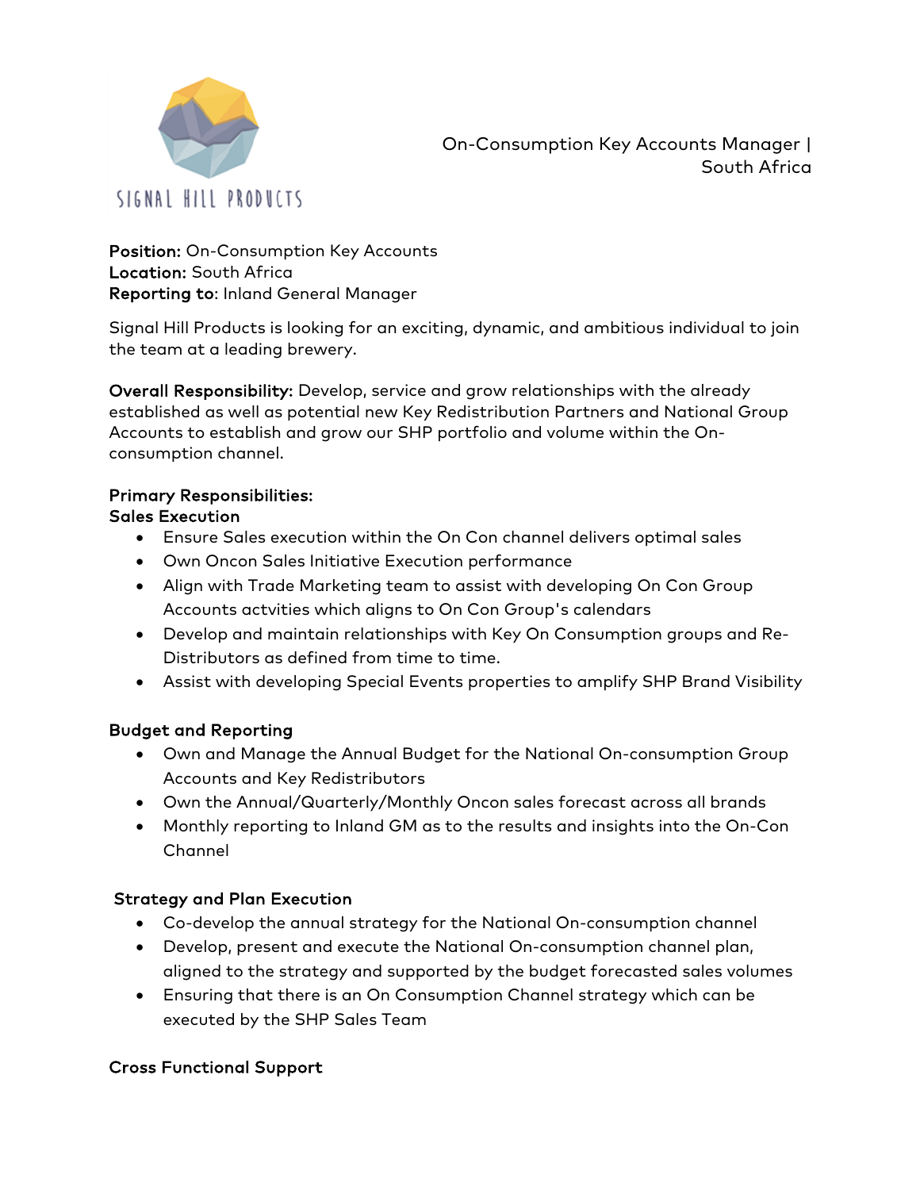SIGNAL HILL PRODUCTS

On-Consumption Key Accounts Manager | South Africa

**Position:** On-Consumption Key Accounts
**Location:** South Africa
**Reporting to**: Inland General Manager

Signal Hill Products is looking for an exciting, dynamic, and ambitious individual to join the team at a leading brewery.

**Overall Responsibility:** Develop, service and grow relationships with the already established as well as potential new Key Redistribution Partners and National Group Accounts to establish and grow our SHP portfolio and volume within the On-consumption channel.

**Primary Responsibilities:**

**Sales Execution**

- Ensure Sales execution within the On Con channel delivers optimal sales
- Own Oncon Sales Initiative Execution performance
- Align with Trade Marketing team to assist with developing On Con Group Accounts actvities which aligns to On Con Group's calendars
- Develop and maintain relationships with Key On Consumption groups and Re-Distributors as defined from time to time.
- Assist with developing Special Events properties to amplify SHP Brand Visibility

**Budget and Reporting**

- Own and Manage the Annual Budget for the National On-consumption Group Accounts and Key Redistributors
- Own the Annual/Quarterly/Monthly Oncon sales forecast across all brands
- Monthly reporting to Inland GM as to the results and insights into the On-Con Channel

**Strategy and Plan Execution**

- Co-develop the annual strategy for the National On-consumption channel
- Develop, present and execute the National On-consumption channel plan, aligned to the strategy and supported by the budget forecasted sales volumes
- Ensuring that there is an On Consumption Channel strategy which can be executed by the SHP Sales Team

**Cross Functional Support**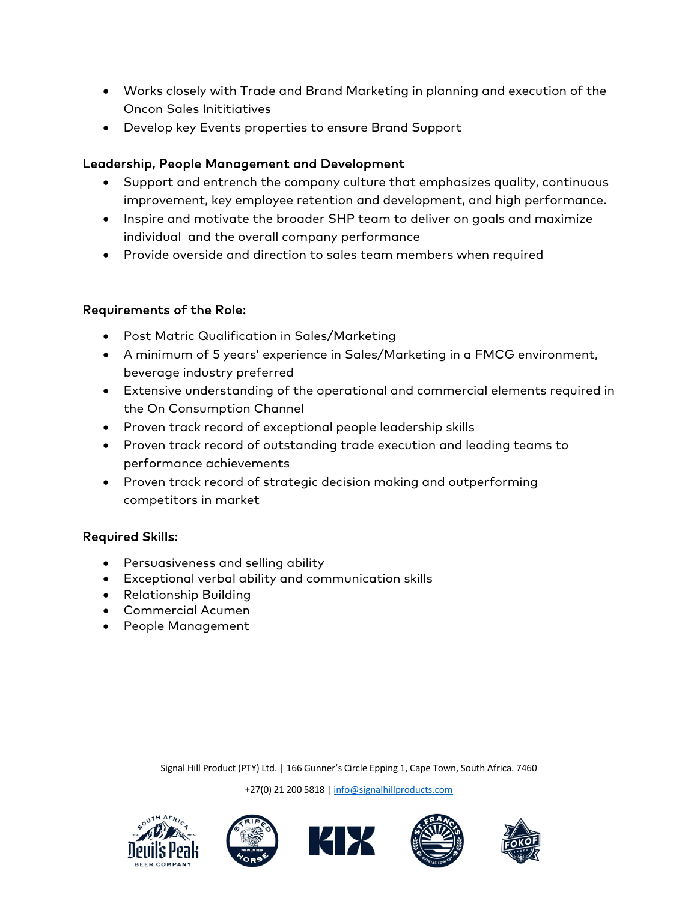- Works closely with Trade and Brand Marketing in planning and execution of the Oncon Sales Inititiatives
- Develop key Events properties to ensure Brand Support

### Leadership, People Management and Development

- Support and entrench the company culture that emphasizes quality, continuous improvement, key employee retention and development, and high performance.
- Inspire and motivate the broader SHP team to deliver on goals and maximize individual and the overall company performance
- Provide overside and direction to sales team members when required

### Requirements of the Role:

- Post Matric Qualification in Sales/Marketing
- A minimum of 5 years' experience in Sales/Marketing in a FMCG environment, beverage industry preferred
- Extensive understanding of the operational and commercial elements required in the On Consumption Channel
- Proven track record of exceptional people leadership skills
- Proven track record of outstanding trade execution and leading teams to performance achievements
- Proven track record of strategic decision making and outperforming competitors in market

### Required Skills:

- Persuasiveness and selling ability
- Exceptional verbal ability and communication skills
- Relationship Building
- Commercial Acumen
- People Management

Signal Hill Product (PTY) Ltd. | 166 Gunner's Circle Epping 1, Cape Town, South Africa. 7460

+27(0) 21 200 5818 | info@signalhillproducts.com